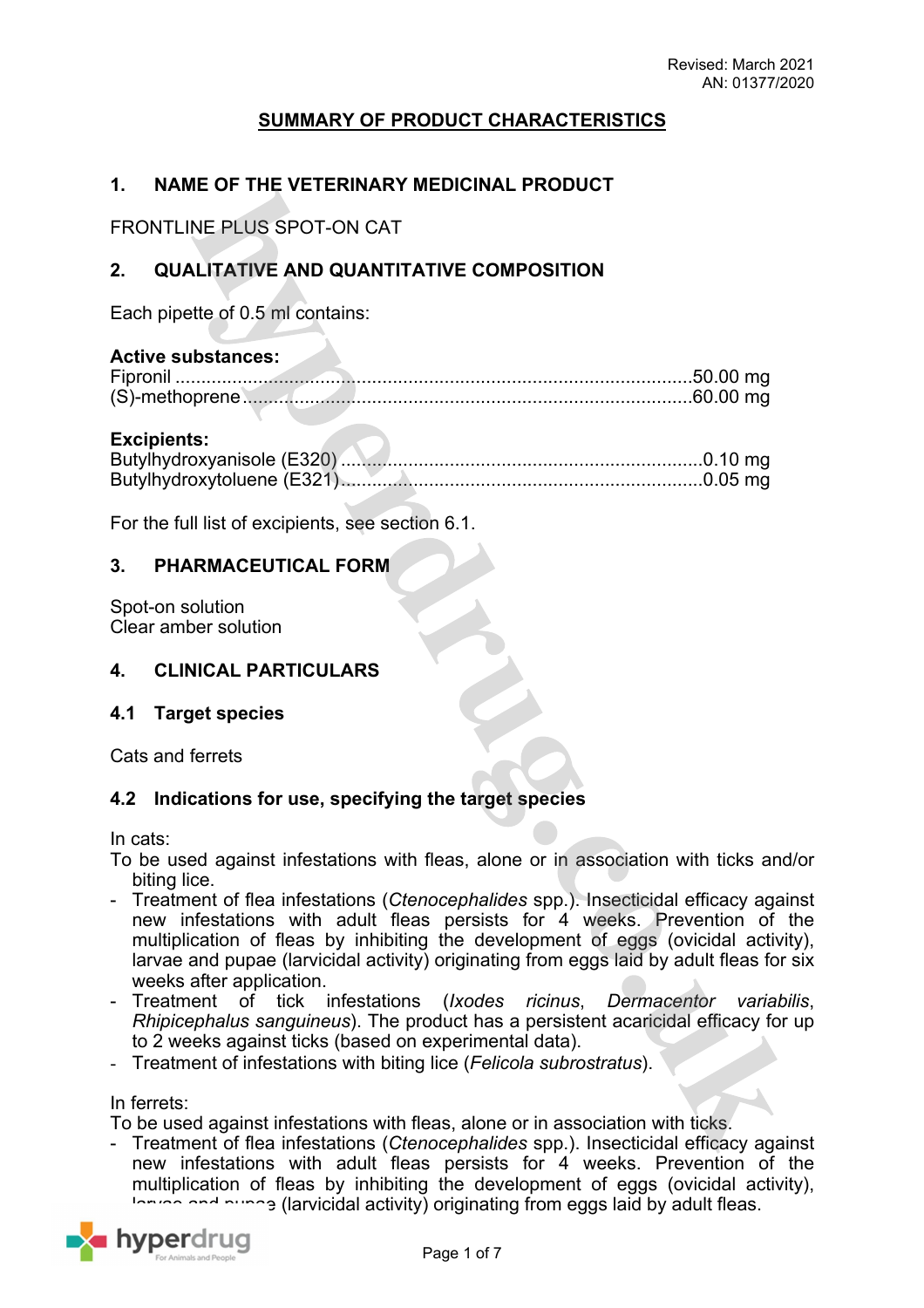Revised: March 2021
AN: 01377/2020

# SUMMARY OF PRODUCT CHARACTERISTICS

## 1. NAME OF THE VETERINARY MEDICINAL PRODUCT

FRONTLINE PLUS SPOT-ON CAT

## 2. QUALITATIVE AND QUANTITATIVE COMPOSITION

Each pipette of 0.5 ml contains:

**Active substances:**

Fipronil ....................................................................................................50.00 mg
(S)-methoprene ........................................................................................60.00 mg

**Excipients:**

Butylhydroxyanisole (E320) .......................................................................0.10 mg
Butylhydroxytoluene (E321)........................................................................0.05 mg

For the full list of excipients, see section 6.1.

## 3. PHARMACEUTICAL FORM

Spot-on solution
Clear amber solution

## 4. CLINICAL PARTICULARS

### 4.1 Target species

Cats and ferrets

### 4.2 Indications for use, specifying the target species

In cats:
To be used against infestations with fleas, alone or in association with ticks and/or biting lice.

- Treatment of flea infestations (*Ctenocephalides* spp.). Insecticidal efficacy against new infestations with adult fleas persists for 4 weeks. Prevention of the multiplication of fleas by inhibiting the development of eggs (ovicidal activity), larvae and pupae (larvicidal activity) originating from eggs laid by adult fleas for six weeks after application.
- Treatment of tick infestations (*Ixodes ricinus*, *Dermacentor variabilis*, *Rhipicephalus sanguineus*). The product has a persistent acaricidal efficacy for up to 2 weeks against ticks (based on experimental data).
- Treatment of infestations with biting lice (*Felicola subrostratus*).

In ferrets:
To be used against infestations with fleas, alone or in association with ticks.

- Treatment of flea infestations (*Ctenocephalides* spp.). Insecticidal efficacy against new infestations with adult fleas persists for 4 weeks. Prevention of the multiplication of fleas by inhibiting the development of eggs (ovicidal activity), larvae and pupae (larvicidal activity) originating from eggs laid by adult fleas.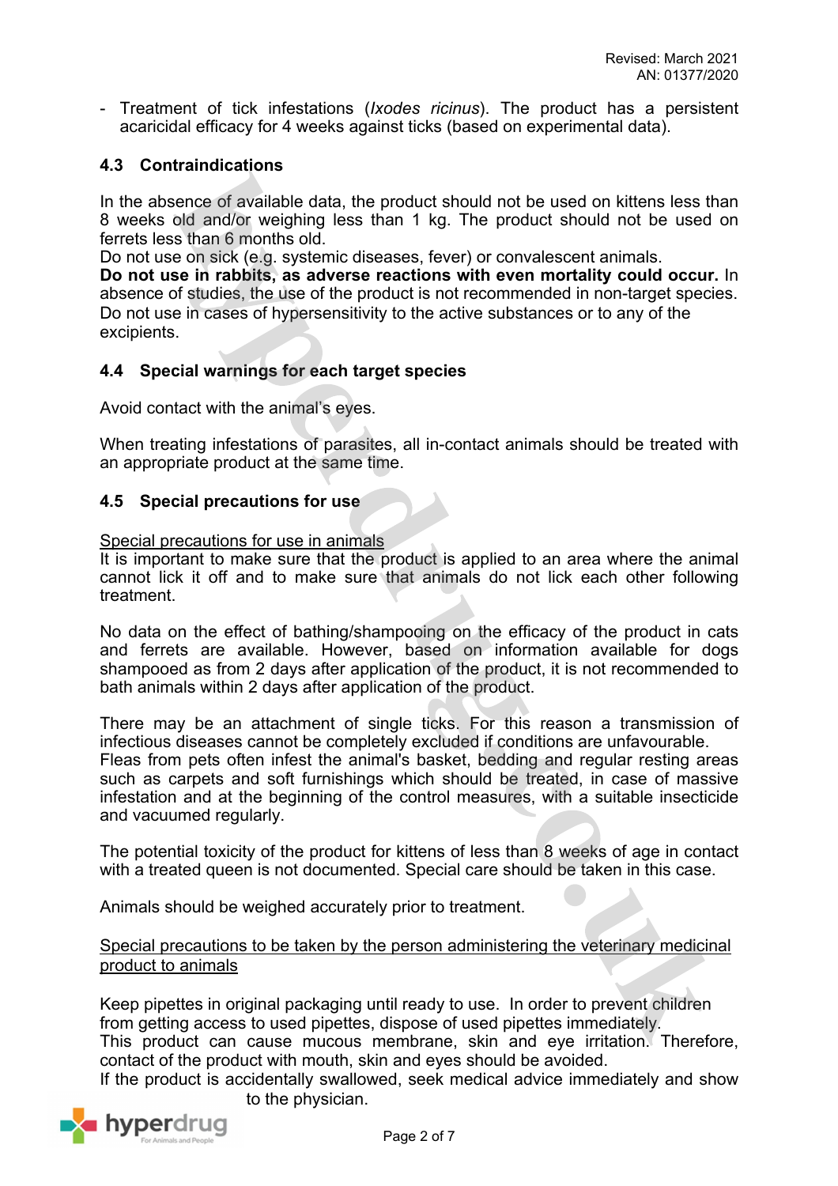- Treatment of tick infestations (*Ixodes ricinus*). The product has a persistent acaricidal efficacy for 4 weeks against ticks (based on experimental data).

### 4.3 Contraindications

In the absence of available data, the product should not be used on kittens less than 8 weeks old and/or weighing less than 1 kg. The product should not be used on ferrets less than 6 months old.
Do not use on sick (e.g. systemic diseases, fever) or convalescent animals.
**Do not use in rabbits, as adverse reactions with even mortality could occur.** In absence of studies, the use of the product is not recommended in non-target species.
Do not use in cases of hypersensitivity to the active substances or to any of the excipients.

### 4.4 Special warnings for each target species

Avoid contact with the animal's eyes.

When treating infestations of parasites, all in-contact animals should be treated with an appropriate product at the same time.

### 4.5 Special precautions for use

Special precautions for use in animals
It is important to make sure that the product is applied to an area where the animal cannot lick it off and to make sure that animals do not lick each other following treatment.

No data on the effect of bathing/shampooing on the efficacy of the product in cats and ferrets are available. However, based on information available for dogs shampooed as from 2 days after application of the product, it is not recommended to bath animals within 2 days after application of the product.

There may be an attachment of single ticks. For this reason a transmission of infectious diseases cannot be completely excluded if conditions are unfavourable.
Fleas from pets often infest the animal's basket, bedding and regular resting areas such as carpets and soft furnishings which should be treated, in case of massive infestation and at the beginning of the control measures, with a suitable insecticide and vacuumed regularly.

The potential toxicity of the product for kittens of less than 8 weeks of age in contact with a treated queen is not documented. Special care should be taken in this case.

Animals should be weighed accurately prior to treatment.

Special precautions to be taken by the person administering the veterinary medicinal product to animals

Keep pipettes in original packaging until ready to use. In order to prevent children from getting access to used pipettes, dispose of used pipettes immediately.
This product can cause mucous membrane, skin and eye irritation. Therefore, contact of the product with mouth, skin and eyes should be avoided.
If the product is accidentally swallowed, seek medical advice immediately and show to the physician.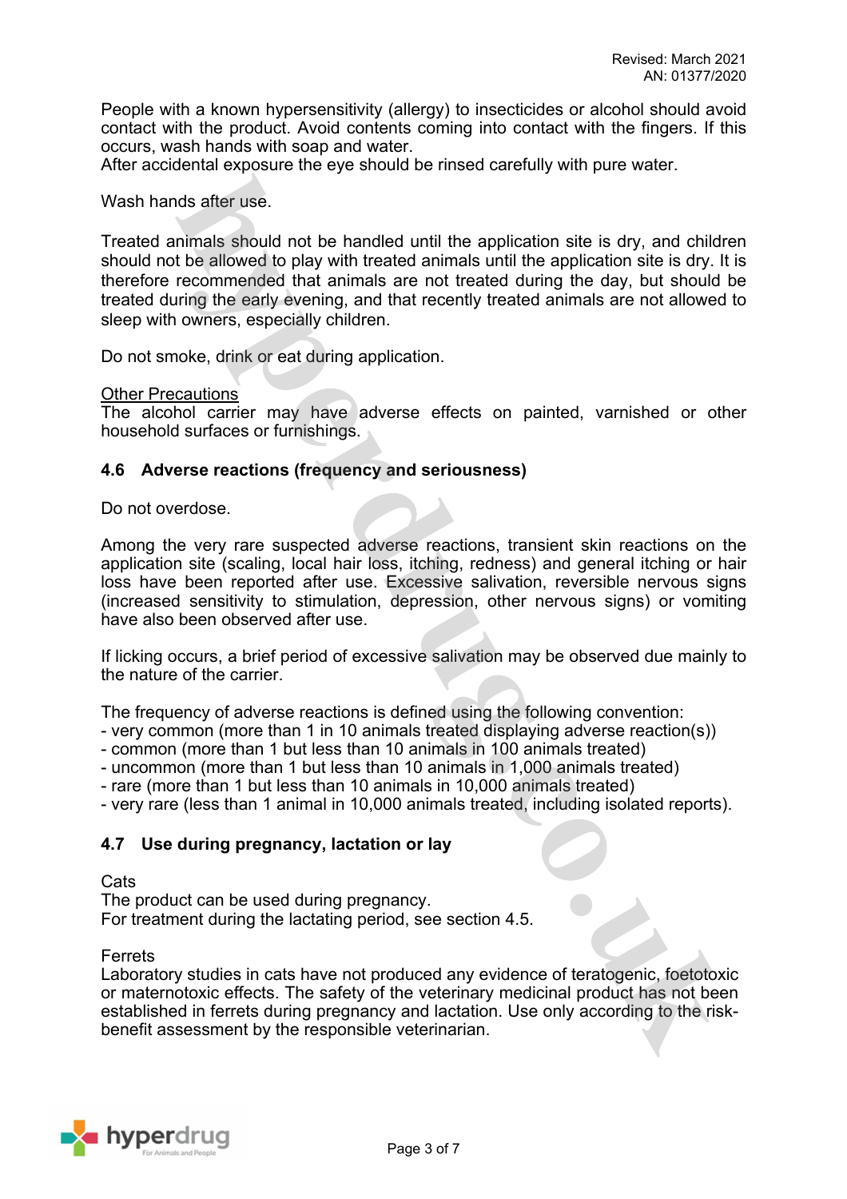People with a known hypersensitivity (allergy) to insecticides or alcohol should avoid contact with the product. Avoid contents coming into contact with the fingers. If this occurs, wash hands with soap and water.
After accidental exposure the eye should be rinsed carefully with pure water.

Wash hands after use.

Treated animals should not be handled until the application site is dry, and children should not be allowed to play with treated animals until the application site is dry. It is therefore recommended that animals are not treated during the day, but should be treated during the early evening, and that recently treated animals are not allowed to sleep with owners, especially children.

Do not smoke, drink or eat during application.

Other Precautions
The alcohol carrier may have adverse effects on painted, varnished or other household surfaces or furnishings.

## 4.6 Adverse reactions (frequency and seriousness)

Do not overdose.

Among the very rare suspected adverse reactions, transient skin reactions on the application site (scaling, local hair loss, itching, redness) and general itching or hair loss have been reported after use. Excessive salivation, reversible nervous signs (increased sensitivity to stimulation, depression, other nervous signs) or vomiting have also been observed after use.

If licking occurs, a brief period of excessive salivation may be observed due mainly to the nature of the carrier.

The frequency of adverse reactions is defined using the following convention:
- very common (more than 1 in 10 animals treated displaying adverse reaction(s))
- common (more than 1 but less than 10 animals in 100 animals treated)
- uncommon (more than 1 but less than 10 animals in 1,000 animals treated)
- rare (more than 1 but less than 10 animals in 10,000 animals treated)
- very rare (less than 1 animal in 10,000 animals treated, including isolated reports).

## 4.7 Use during pregnancy, lactation or lay

Cats
The product can be used during pregnancy.
For treatment during the lactating period, see section 4.5.

Ferrets
Laboratory studies in cats have not produced any evidence of teratogenic, foetotoxic or maternotoxic effects. The safety of the veterinary medicinal product has not been established in ferrets during pregnancy and lactation. Use only according to the risk-benefit assessment by the responsible veterinarian.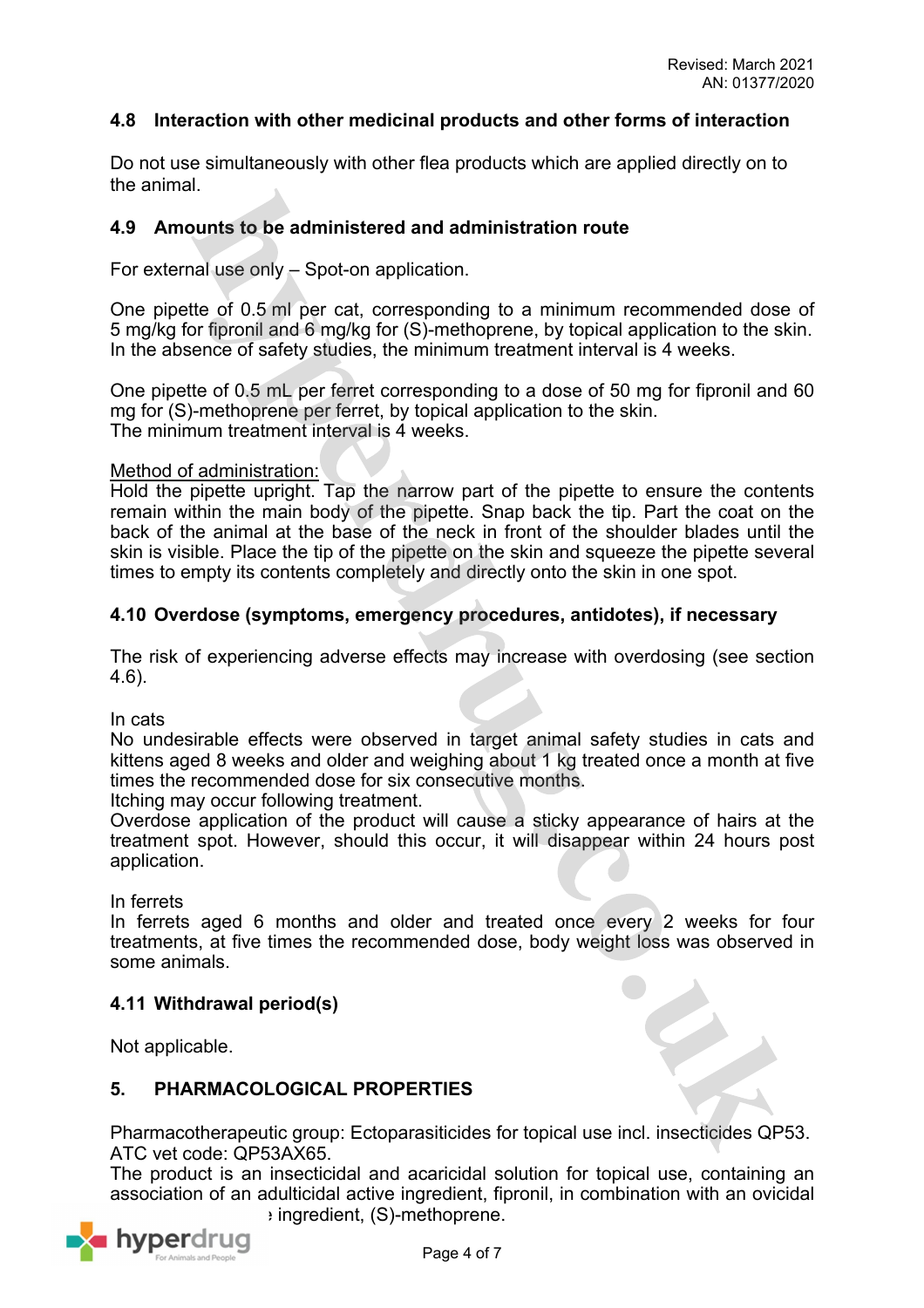### 4.8 Interaction with other medicinal products and other forms of interaction

Do not use simultaneously with other flea products which are applied directly on to the animal.

### 4.9 Amounts to be administered and administration route

For external use only – Spot-on application.

One pipette of 0.5 ml per cat, corresponding to a minimum recommended dose of 5 mg/kg for fipronil and 6 mg/kg for (S)-methoprene, by topical application to the skin. In the absence of safety studies, the minimum treatment interval is 4 weeks.

One pipette of 0.5 mL per ferret corresponding to a dose of 50 mg for fipronil and 60 mg for (S)-methoprene per ferret, by topical application to the skin.
The minimum treatment interval is 4 weeks.

Method of administration:
Hold the pipette upright. Tap the narrow part of the pipette to ensure the contents remain within the main body of the pipette. Snap back the tip. Part the coat on the back of the animal at the base of the neck in front of the shoulder blades until the skin is visible. Place the tip of the pipette on the skin and squeeze the pipette several times to empty its contents completely and directly onto the skin in one spot.

### 4.10 Overdose (symptoms, emergency procedures, antidotes), if necessary

The risk of experiencing adverse effects may increase with overdosing (see section 4.6).

In cats
No undesirable effects were observed in target animal safety studies in cats and kittens aged 8 weeks and older and weighing about 1 kg treated once a month at five times the recommended dose for six consecutive months.
Itching may occur following treatment.
Overdose application of the product will cause a sticky appearance of hairs at the treatment spot. However, should this occur, it will disappear within 24 hours post application.

In ferrets
In ferrets aged 6 months and older and treated once every 2 weeks for four treatments, at five times the recommended dose, body weight loss was observed in some animals.

### 4.11 Withdrawal period(s)

Not applicable.

## 5. PHARMACOLOGICAL PROPERTIES

Pharmacotherapeutic group: Ectoparasiticides for topical use incl. insecticides QP53.
ATC vet code: QP53AX65.
The product is an insecticidal and acaricidal solution for topical use, containing an association of an adulticidal active ingredient, fipronil, in combination with an ovicidal ingredient, (S)-methoprene.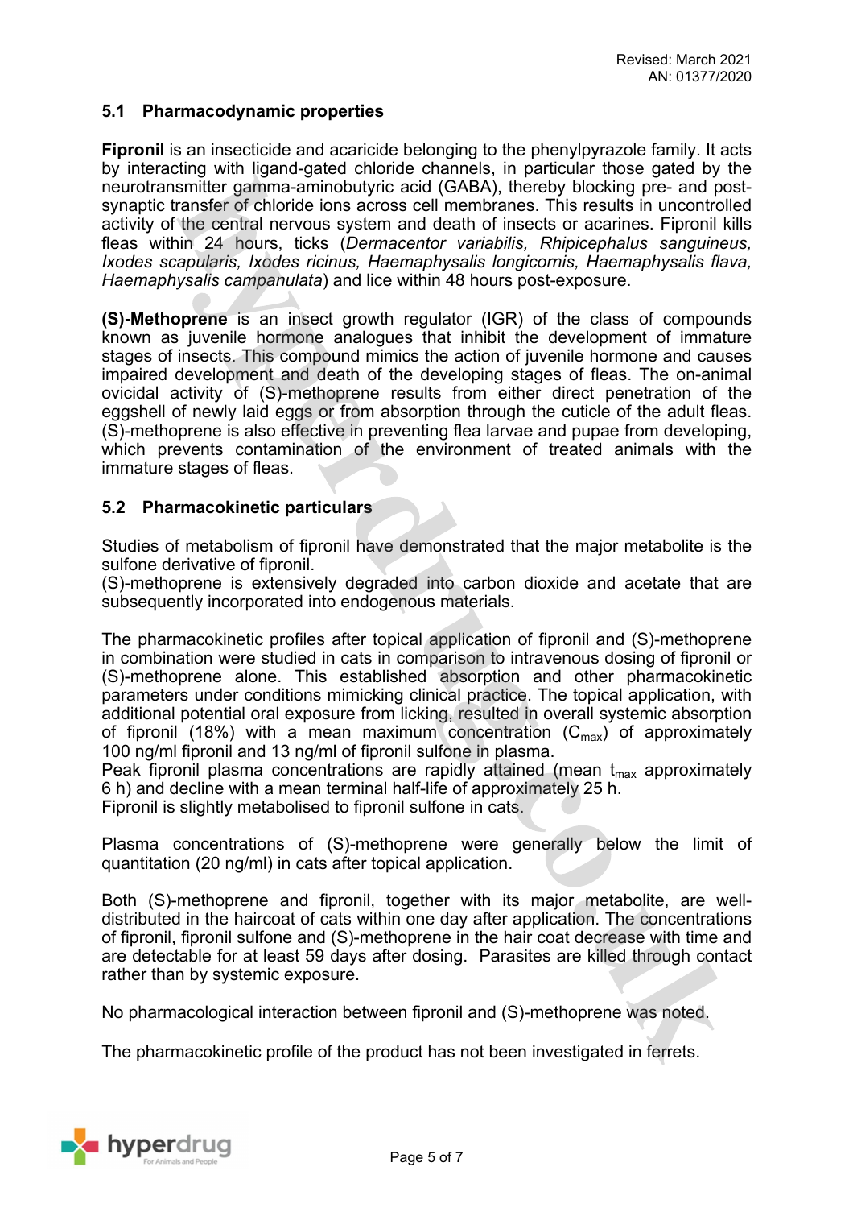## 5.1 Pharmacodynamic properties

**Fipronil** is an insecticide and acaricide belonging to the phenylpyrazole family. It acts by interacting with ligand-gated chloride channels, in particular those gated by the neurotransmitter gamma-aminobutyric acid (GABA), thereby blocking pre- and post-synaptic transfer of chloride ions across cell membranes. This results in uncontrolled activity of the central nervous system and death of insects or acarines. Fipronil kills fleas within 24 hours, ticks (*Dermacentor variabilis, Rhipicephalus sanguineus, Ixodes scapularis, Ixodes ricinus, Haemaphysalis longicornis, Haemaphysalis flava, Haemaphysalis campanulata*) and lice within 48 hours post-exposure.

**(S)-Methoprene** is an insect growth regulator (IGR) of the class of compounds known as juvenile hormone analogues that inhibit the development of immature stages of insects. This compound mimics the action of juvenile hormone and causes impaired development and death of the developing stages of fleas. The on-animal ovicidal activity of (S)-methoprene results from either direct penetration of the eggshell of newly laid eggs or from absorption through the cuticle of the adult fleas. (S)-methoprene is also effective in preventing flea larvae and pupae from developing, which prevents contamination of the environment of treated animals with the immature stages of fleas.

## 5.2 Pharmacokinetic particulars

Studies of metabolism of fipronil have demonstrated that the major metabolite is the sulfone derivative of fipronil.
(S)-methoprene is extensively degraded into carbon dioxide and acetate that are subsequently incorporated into endogenous materials.

The pharmacokinetic profiles after topical application of fipronil and (S)-methoprene in combination were studied in cats in comparison to intravenous dosing of fipronil or (S)-methoprene alone. This established absorption and other pharmacokinetic parameters under conditions mimicking clinical practice. The topical application, with additional potential oral exposure from licking, resulted in overall systemic absorption of fipronil (18%) with a mean maximum concentration ($C_{max}$) of approximately 100 ng/ml fipronil and 13 ng/ml of fipronil sulfone in plasma.
Peak fipronil plasma concentrations are rapidly attained (mean $t_{max}$ approximately 6 h) and decline with a mean terminal half-life of approximately 25 h.
Fipronil is slightly metabolised to fipronil sulfone in cats.

Plasma concentrations of (S)-methoprene were generally below the limit of quantitation (20 ng/ml) in cats after topical application.

Both (S)-methoprene and fipronil, together with its major metabolite, are well-distributed in the haircoat of cats within one day after application. The concentrations of fipronil, fipronil sulfone and (S)-methoprene in the hair coat decrease with time and are detectable for at least 59 days after dosing. Parasites are killed through contact rather than by systemic exposure.

No pharmacological interaction between fipronil and (S)-methoprene was noted.

The pharmacokinetic profile of the product has not been investigated in ferrets.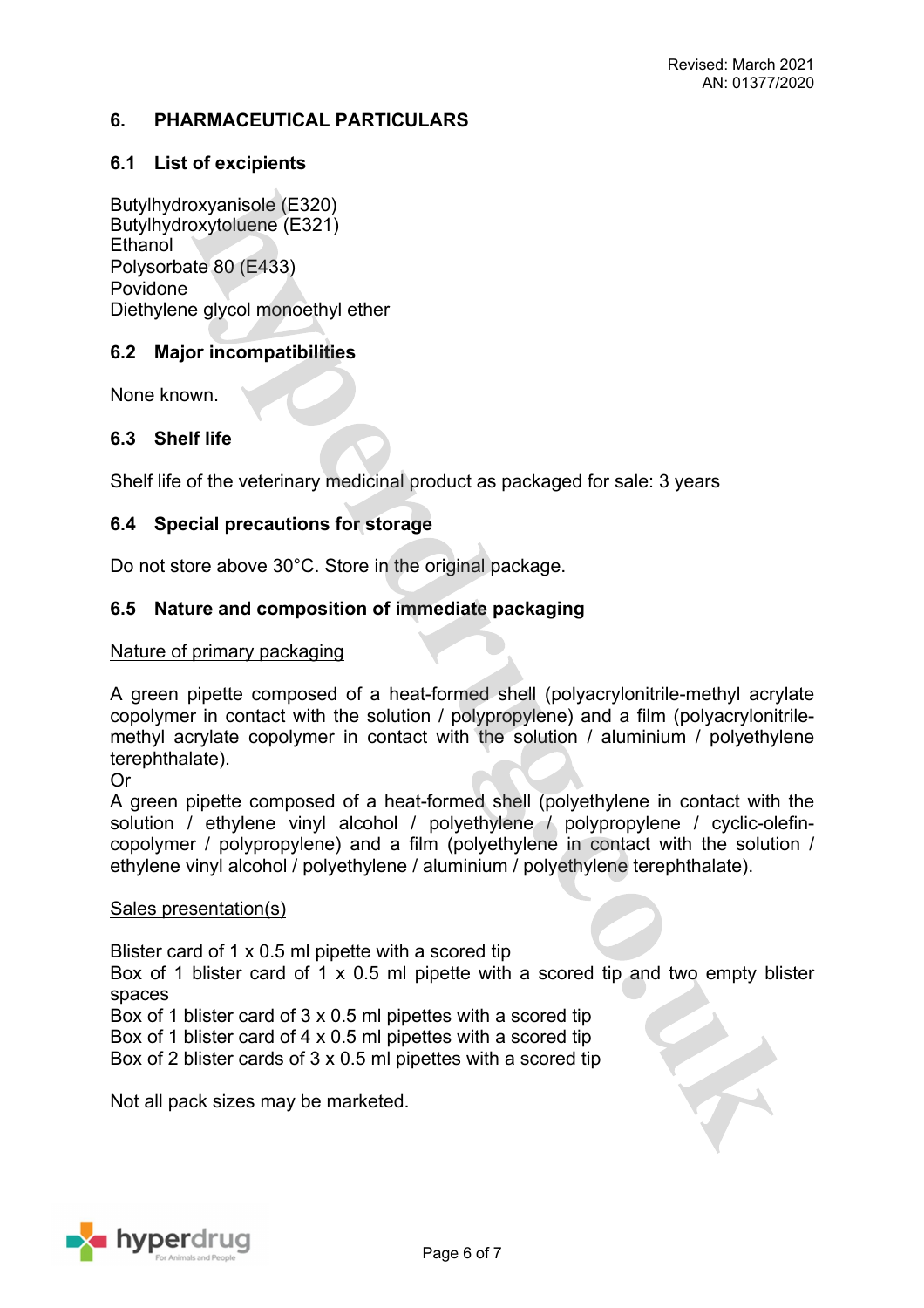## 6. PHARMACEUTICAL PARTICULARS

### 6.1 List of excipients

Butylhydroxyanisole (E320)
Butylhydroxytoluene (E321)
Ethanol
Polysorbate 80 (E433)
Povidone
Diethylene glycol monoethyl ether

### 6.2 Major incompatibilities

None known.

### 6.3 Shelf life

Shelf life of the veterinary medicinal product as packaged for sale: 3 years

### 6.4 Special precautions for storage

Do not store above 30°C. Store in the original package.

### 6.5 Nature and composition of immediate packaging

Nature of primary packaging

A green pipette composed of a heat-formed shell (polyacrylonitrile-methyl acrylate copolymer in contact with the solution / polypropylene) and a film (polyacrylonitrile-methyl acrylate copolymer in contact with the solution / aluminium / polyethylene terephthalate).
Or
A green pipette composed of a heat-formed shell (polyethylene in contact with the solution / ethylene vinyl alcohol / polyethylene / polypropylene / cyclic-olefin-copolymer / polypropylene) and a film (polyethylene in contact with the solution / ethylene vinyl alcohol / polyethylene / aluminium / polyethylene terephthalate).

Sales presentation(s)

Blister card of 1 x 0.5 ml pipette with a scored tip
Box of 1 blister card of 1 x 0.5 ml pipette with a scored tip and two empty blister spaces
Box of 1 blister card of 3 x 0.5 ml pipettes with a scored tip
Box of 1 blister card of 4 x 0.5 ml pipettes with a scored tip
Box of 2 blister cards of 3 x 0.5 ml pipettes with a scored tip

Not all pack sizes may be marketed.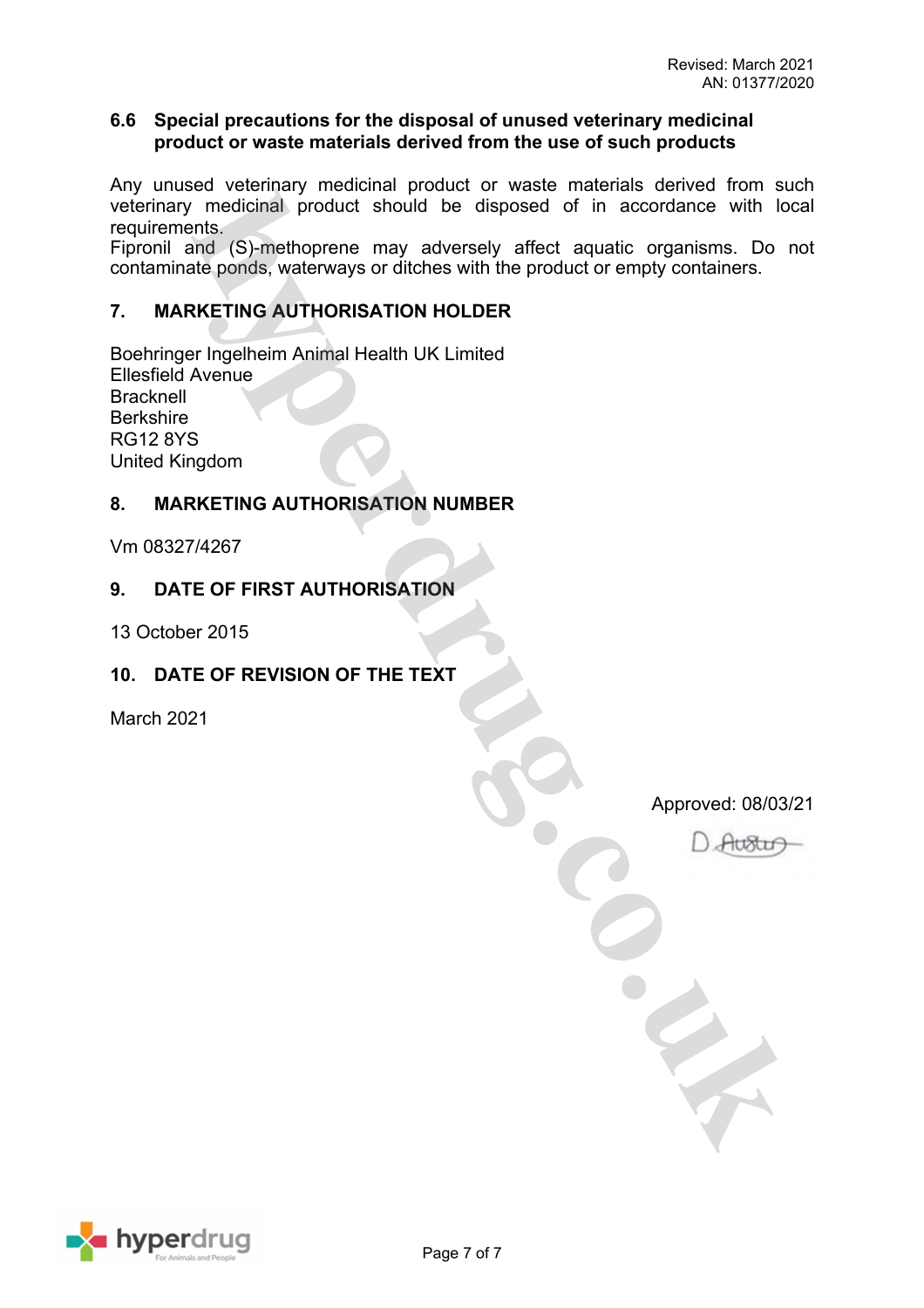### 6.6 Special precautions for the disposal of unused veterinary medicinal product or waste materials derived from the use of such products

Any unused veterinary medicinal product or waste materials derived from such veterinary medicinal product should be disposed of in accordance with local requirements.
Fipronil and (S)-methoprene may adversely affect aquatic organisms. Do not contaminate ponds, waterways or ditches with the product or empty containers.

## 7. MARKETING AUTHORISATION HOLDER

Boehringer Ingelheim Animal Health UK Limited
Ellesfield Avenue
Bracknell
Berkshire
RG12 8YS
United Kingdom

## 8. MARKETING AUTHORISATION NUMBER

Vm 08327/4267

## 9. DATE OF FIRST AUTHORISATION

13 October 2015

## 10. DATE OF REVISION OF THE TEXT

March 2021

Approved: 08/03/21

D. Austin